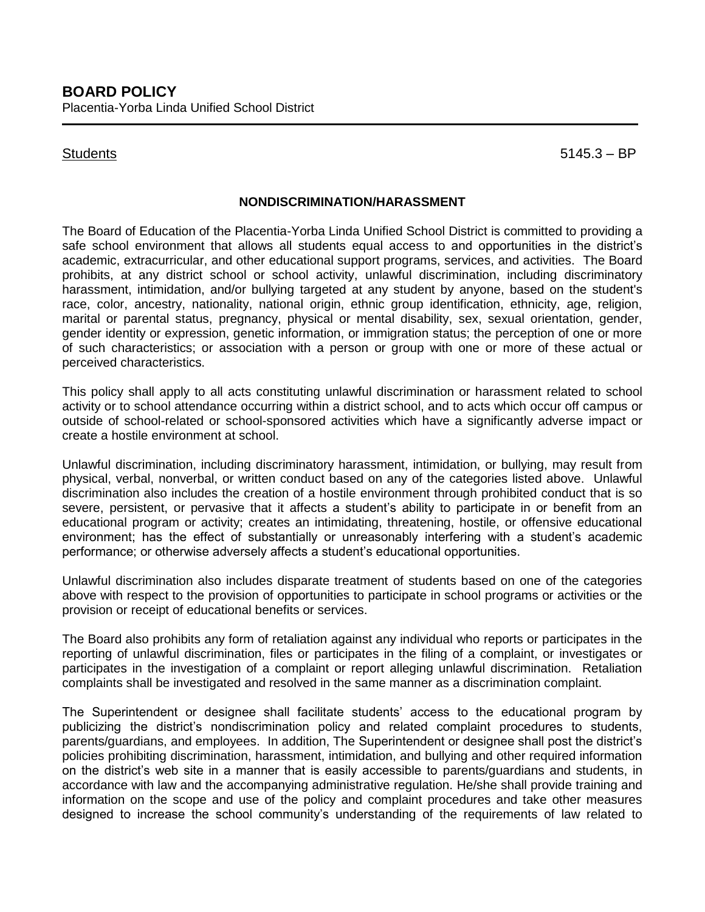**BOARD POLICY**
Placentia-Yorba Linda Unified School District

Students 5145.3 – BP

**NONDISCRIMINATION/HARASSMENT**

The Board of Education of the Placentia-Yorba Linda Unified School District is committed to providing a safe school environment that allows all students equal access to and opportunities in the district's academic, extracurricular, and other educational support programs, services, and activities. The Board prohibits, at any district school or school activity, unlawful discrimination, including discriminatory harassment, intimidation, and/or bullying targeted at any student by anyone, based on the student's race, color, ancestry, nationality, national origin, ethnic group identification, ethnicity, age, religion, marital or parental status, pregnancy, physical or mental disability, sex, sexual orientation, gender, gender identity or expression, genetic information, or immigration status; the perception of one or more of such characteristics; or association with a person or group with one or more of these actual or perceived characteristics.

This policy shall apply to all acts constituting unlawful discrimination or harassment related to school activity or to school attendance occurring within a district school, and to acts which occur off campus or outside of school-related or school-sponsored activities which have a significantly adverse impact or create a hostile environment at school.

Unlawful discrimination, including discriminatory harassment, intimidation, or bullying, may result from physical, verbal, nonverbal, or written conduct based on any of the categories listed above. Unlawful discrimination also includes the creation of a hostile environment through prohibited conduct that is so severe, persistent, or pervasive that it affects a student's ability to participate in or benefit from an educational program or activity; creates an intimidating, threatening, hostile, or offensive educational environment; has the effect of substantially or unreasonably interfering with a student's academic performance; or otherwise adversely affects a student's educational opportunities.

Unlawful discrimination also includes disparate treatment of students based on one of the categories above with respect to the provision of opportunities to participate in school programs or activities or the provision or receipt of educational benefits or services.

The Board also prohibits any form of retaliation against any individual who reports or participates in the reporting of unlawful discrimination, files or participates in the filing of a complaint, or investigates or participates in the investigation of a complaint or report alleging unlawful discrimination. Retaliation complaints shall be investigated and resolved in the same manner as a discrimination complaint.

The Superintendent or designee shall facilitate students' access to the educational program by publicizing the district's nondiscrimination policy and related complaint procedures to students, parents/guardians, and employees. In addition, The Superintendent or designee shall post the district's policies prohibiting discrimination, harassment, intimidation, and bullying and other required information on the district's web site in a manner that is easily accessible to parents/guardians and students, in accordance with law and the accompanying administrative regulation. He/she shall provide training and information on the scope and use of the policy and complaint procedures and take other measures designed to increase the school community's understanding of the requirements of law related to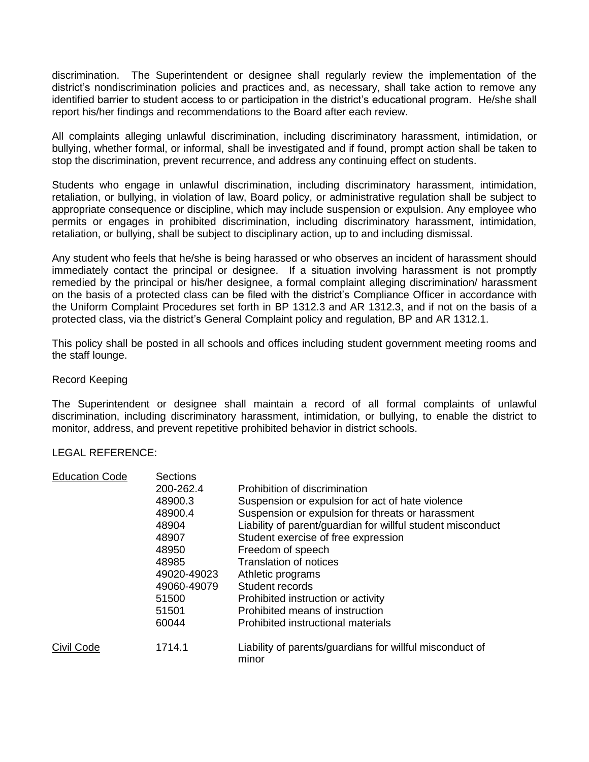discrimination. The Superintendent or designee shall regularly review the implementation of the district's nondiscrimination policies and practices and, as necessary, shall take action to remove any identified barrier to student access to or participation in the district's educational program. He/she shall report his/her findings and recommendations to the Board after each review.

All complaints alleging unlawful discrimination, including discriminatory harassment, intimidation, or bullying, whether formal, or informal, shall be investigated and if found, prompt action shall be taken to stop the discrimination, prevent recurrence, and address any continuing effect on students.

Students who engage in unlawful discrimination, including discriminatory harassment, intimidation, retaliation, or bullying, in violation of law, Board policy, or administrative regulation shall be subject to appropriate consequence or discipline, which may include suspension or expulsion. Any employee who permits or engages in prohibited discrimination, including discriminatory harassment, intimidation, retaliation, or bullying, shall be subject to disciplinary action, up to and including dismissal.

Any student who feels that he/she is being harassed or who observes an incident of harassment should immediately contact the principal or designee. If a situation involving harassment is not promptly remedied by the principal or his/her designee, a formal complaint alleging discrimination/ harassment on the basis of a protected class can be filed with the district's Compliance Officer in accordance with the Uniform Complaint Procedures set forth in BP 1312.3 and AR 1312.3, and if not on the basis of a protected class, via the district's General Complaint policy and regulation, BP and AR 1312.1.

This policy shall be posted in all schools and offices including student government meeting rooms and the staff lounge.

Record Keeping

The Superintendent or designee shall maintain a record of all formal complaints of unlawful discrimination, including discriminatory harassment, intimidation, or bullying, to enable the district to monitor, address, and prevent repetitive prohibited behavior in district schools.

LEGAL REFERENCE:

| | | |
|---|---|---|
| Education Code | Sections | |
| | 200-262.4 | Prohibition of discrimination |
| | 48900.3 | Suspension or expulsion for act of hate violence |
| | 48900.4 | Suspension or expulsion for threats or harassment |
| | 48904 | Liability of parent/guardian for willful student misconduct |
| | 48907 | Student exercise of free expression |
| | 48950 | Freedom of speech |
| | 48985 | Translation of notices |
| | 49020-49023 | Athletic programs |
| | 49060-49079 | Student records |
| | 51500 | Prohibited instruction or activity |
| | 51501 | Prohibited means of instruction |
| | 60044 | Prohibited instructional materials |
| Civil Code | 1714.1 | Liability of parents/guardians for willful misconduct of minor |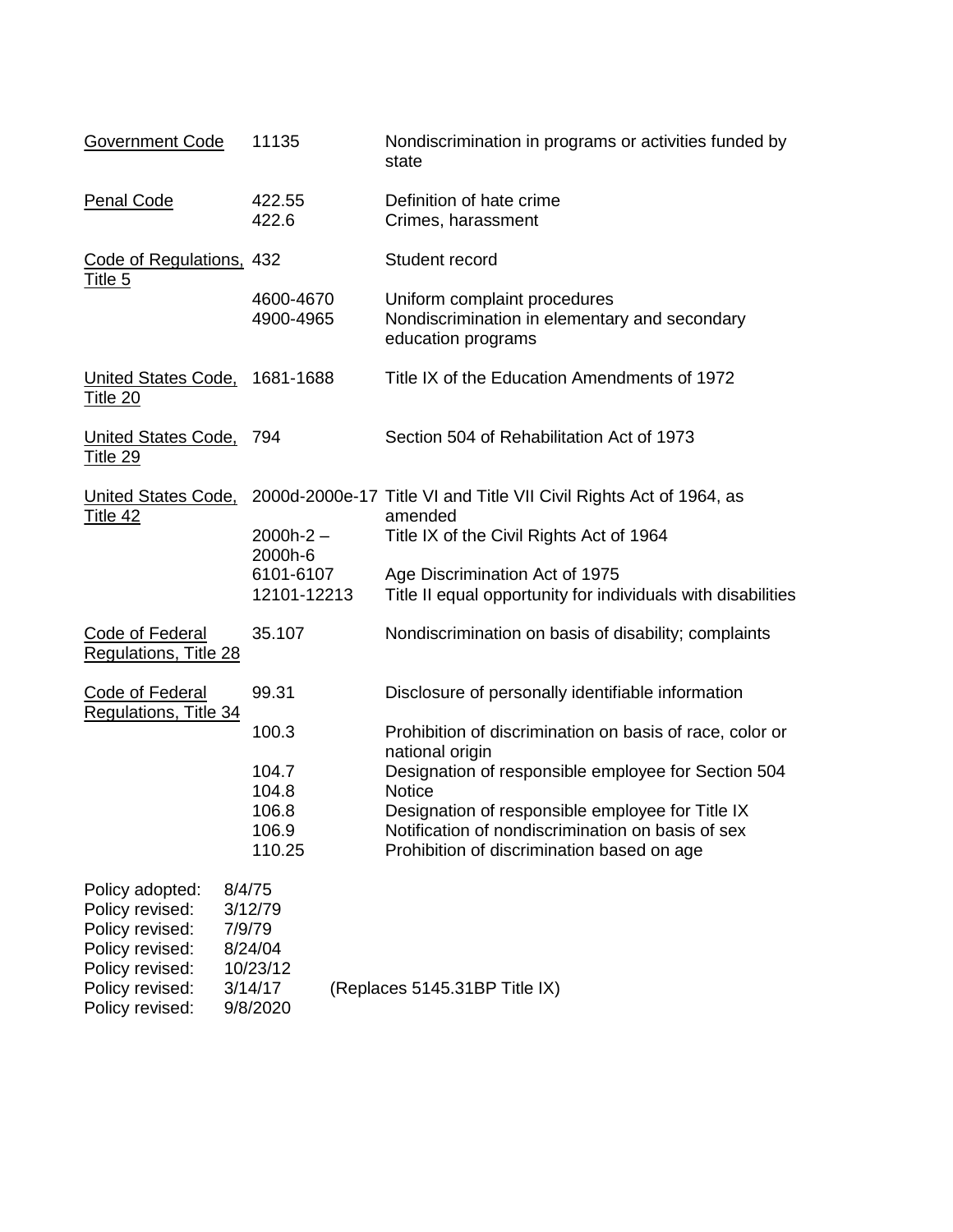| | | |
|---|---|---|
| Government Code | 11135 | Nondiscrimination in programs or activities funded by state |
| Penal Code | 422.55 | Definition of hate crime |
| | 422.6 | Crimes, harassment |
| Code of Regulations, Title 5 | 432 | Student record |
| | 4600-4670 | Uniform complaint procedures |
| | 4900-4965 | Nondiscrimination in elementary and secondary education programs |
| United States Code, Title 20 | 1681-1688 | Title IX of the Education Amendments of 1972 |
| United States Code, Title 29 | 794 | Section 504 of Rehabilitation Act of 1973 |
| United States Code, Title 42 | 2000d-2000e-17 | Title VI and Title VII Civil Rights Act of 1964, as amended |
| | 2000h-2 – 2000h-6 | Title IX of the Civil Rights Act of 1964 |
| | 6101-6107 | Age Discrimination Act of 1975 |
| | 12101-12213 | Title II equal opportunity for individuals with disabilities |
| Code of Federal Regulations, Title 28 | 35.107 | Nondiscrimination on basis of disability; complaints |
| Code of Federal Regulations, Title 34 | 99.31 | Disclosure of personally identifiable information |
| | 100.3 | Prohibition of discrimination on basis of race, color or national origin |
| | 104.7 | Designation of responsible employee for Section 504 |
| | 104.8 | Notice |
| | 106.8 | Designation of responsible employee for Title IX |
| | 106.9 | Notification of nondiscrimination on basis of sex |
| | 110.25 | Prohibition of discrimination based on age |

Policy adopted: 8/4/75
Policy revised: 3/12/79
Policy revised: 7/9/79
Policy revised: 8/24/04
Policy revised: 10/23/12
Policy revised: 3/14/17 (Replaces 5145.31BP Title IX)
Policy revised: 9/8/2020